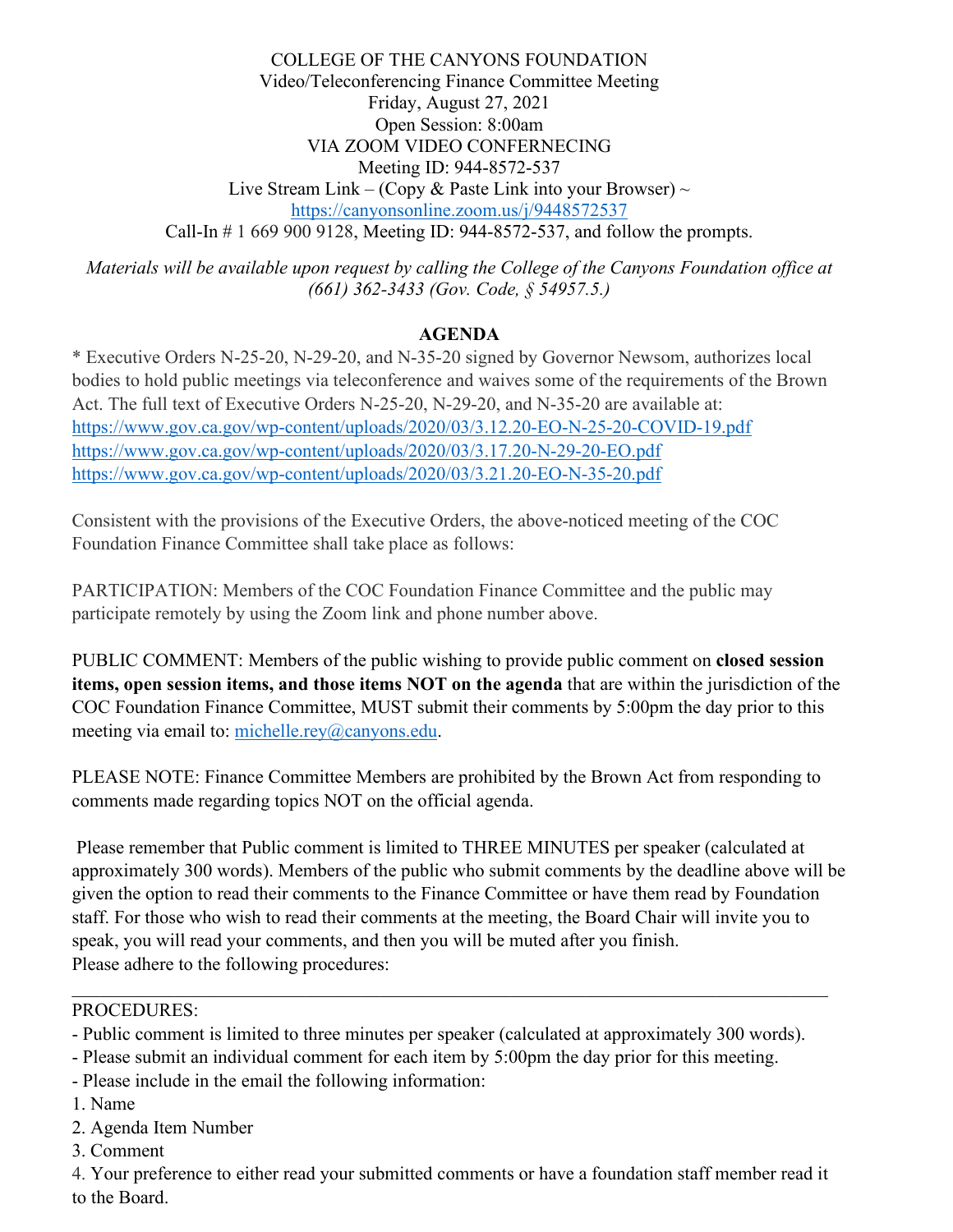COLLEGE OF THE CANYONS FOUNDATION
Video/Teleconferencing Finance Committee Meeting
Friday, August 27, 2021
Open Session: 8:00am
VIA ZOOM VIDEO CONFERNECING
Meeting ID: 944-8572-537
Live Stream Link – (Copy & Paste Link into your Browser) ~
https://canyonsonline.zoom.us/j/9448572537
Call-In # 1 669 900 9128, Meeting ID: 944-8572-537, and follow the prompts.

*Materials will be available upon request by calling the College of the Canyons Foundation office at (661) 362-3433 (Gov. Code, § 54957.5.)*

## AGENDA

* Executive Orders N-25-20, N-29-20, and N-35-20 signed by Governor Newsom, authorizes local bodies to hold public meetings via teleconference and waives some of the requirements of the Brown Act. The full text of Executive Orders N-25-20, N-29-20, and N-35-20 are available at:
https://www.gov.ca.gov/wp-content/uploads/2020/03/3.12.20-EO-N-25-20-COVID-19.pdf
https://www.gov.ca.gov/wp-content/uploads/2020/03/3.17.20-N-29-20-EO.pdf
https://www.gov.ca.gov/wp-content/uploads/2020/03/3.21.20-EO-N-35-20.pdf

Consistent with the provisions of the Executive Orders, the above-noticed meeting of the COC Foundation Finance Committee shall take place as follows:

PARTICIPATION: Members of the COC Foundation Finance Committee and the public may participate remotely by using the Zoom link and phone number above.

PUBLIC COMMENT: Members of the public wishing to provide public comment on **closed session items, open session items, and those items NOT on the agenda** that are within the jurisdiction of the COC Foundation Finance Committee, MUST submit their comments by 5:00pm the day prior to this meeting via email to: michelle.rey@canyons.edu.

PLEASE NOTE: Finance Committee Members are prohibited by the Brown Act from responding to comments made regarding topics NOT on the official agenda.

Please remember that Public comment is limited to THREE MINUTES per speaker (calculated at approximately 300 words). Members of the public who submit comments by the deadline above will be given the option to read their comments to the Finance Committee or have them read by Foundation staff. For those who wish to read their comments at the meeting, the Board Chair will invite you to speak, you will read your comments, and then you will be muted after you finish.
Please adhere to the following procedures:

---

PROCEDURES:
- Public comment is limited to three minutes per speaker (calculated at approximately 300 words).
- Please submit an individual comment for each item by 5:00pm the day prior for this meeting.
- Please include in the email the following information:

1. Name
2. Agenda Item Number
3. Comment
4. Your preference to either read your submitted comments or have a foundation staff member read it to the Board.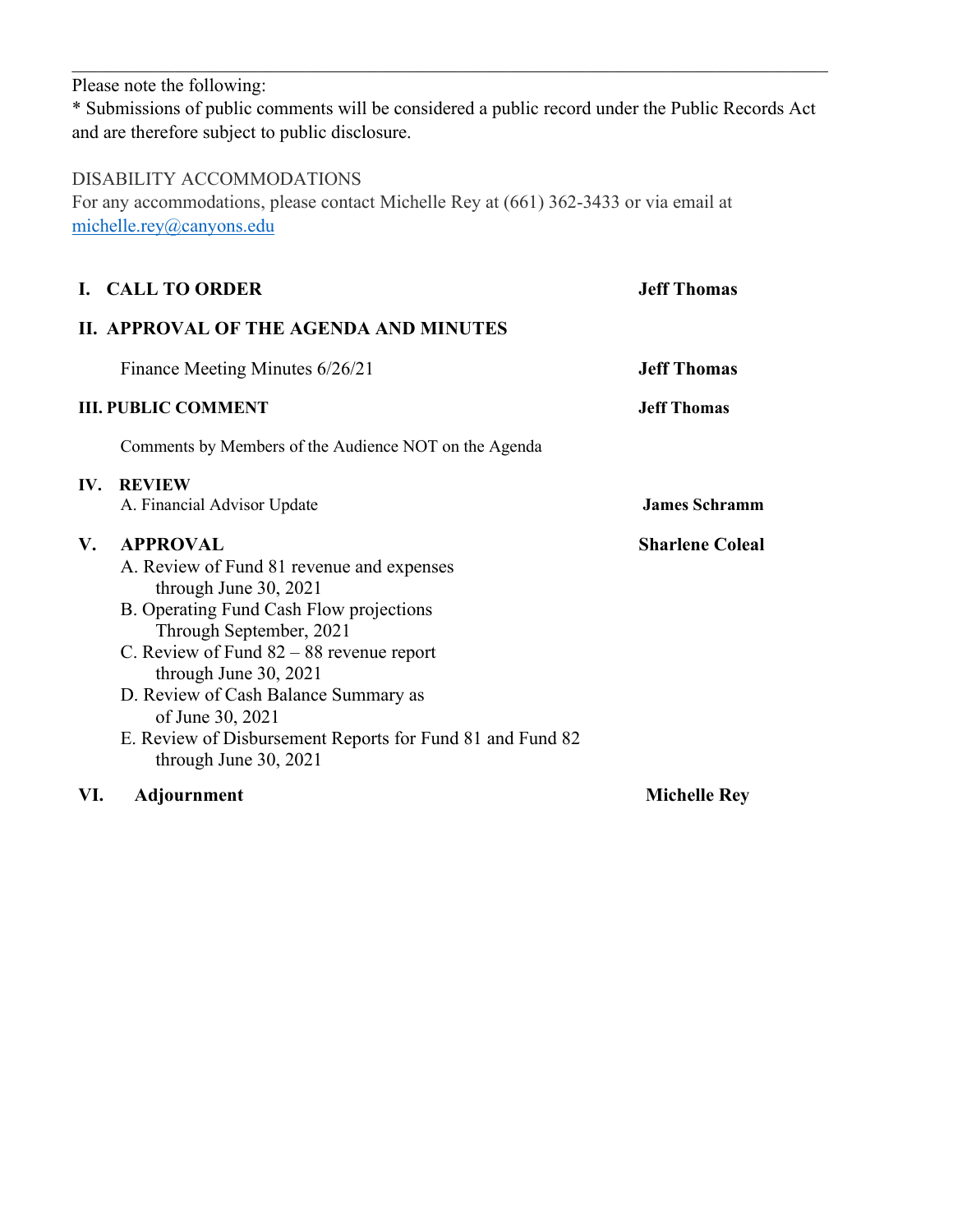---

Please note the following:
* Submissions of public comments will be considered a public record under the Public Records Act and are therefore subject to public disclosure.

DISABILITY ACCOMMODATIONS
For any accommodations, please contact Michelle Rey at (661) 362-3433 or via email at [michelle.rey@canyons.edu](mailto:michelle.rey@canyons.edu)

**I. CALL TO ORDER** — **Jeff Thomas**

**II. APPROVAL OF THE AGENDA AND MINUTES**

Finance Meeting Minutes 6/26/21 — **Jeff Thomas**

**III. PUBLIC COMMENT** — **Jeff Thomas**

Comments by Members of the Audience NOT on the Agenda

**IV. REVIEW**

A. Financial Advisor Update — **James Schramm**

**V. APPROVAL** — **Sharlene Coleal**

A. Review of Fund 81 revenue and expenses through June 30, 2021
B. Operating Fund Cash Flow projections Through September, 2021
C. Review of Fund 82 – 88 revenue report through June 30, 2021
D. Review of Cash Balance Summary as of June 30, 2021
E. Review of Disbursement Reports for Fund 81 and Fund 82 through June 30, 2021

**VI. Adjournment** — **Michelle Rey**